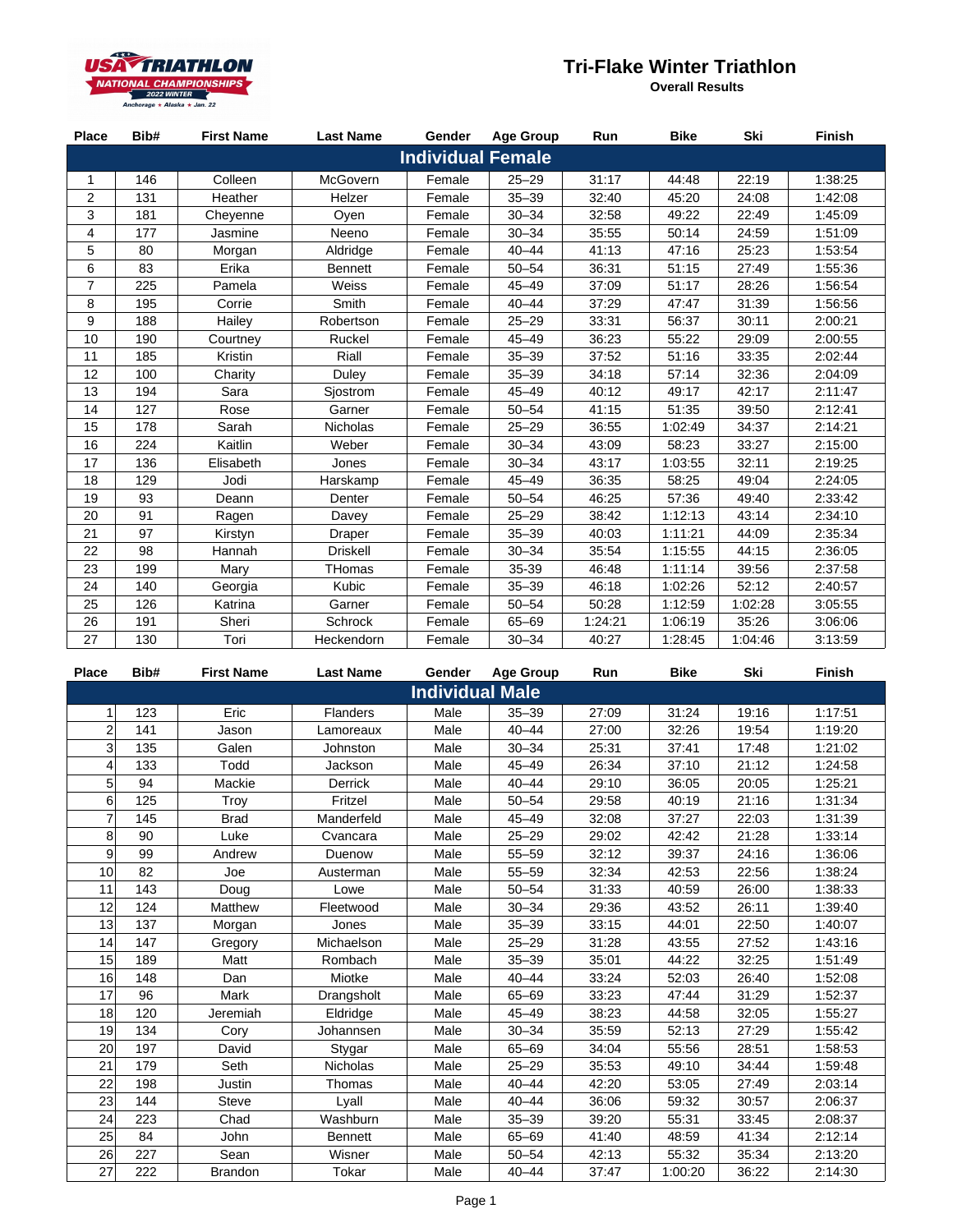# Tri-Flake Winter Triathlon

**Overall Results**

| Place | Bib# | First Name | Last Name | Gender | Age Group | Run | Bike | Ski | Finish |
|---|---|---|---|---|---|---|---|---|---|
| **Individual Female** | | | | | | | | | |
| 1 | 146 | Colleen | McGovern | Female | 25–29 | 31:17 | 44:48 | 22:19 | 1:38:25 |
| 2 | 131 | Heather | Helzer | Female | 35–39 | 32:40 | 45:20 | 24:08 | 1:42:08 |
| 3 | 181 | Cheyenne | Oyen | Female | 30–34 | 32:58 | 49:22 | 22:49 | 1:45:09 |
| 4 | 177 | Jasmine | Neeno | Female | 30–34 | 35:55 | 50:14 | 24:59 | 1:51:09 |
| 5 | 80 | Morgan | Aldridge | Female | 40–44 | 41:13 | 47:16 | 25:23 | 1:53:54 |
| 6 | 83 | Erika | Bennett | Female | 50–54 | 36:31 | 51:15 | 27:49 | 1:55:36 |
| 7 | 225 | Pamela | Weiss | Female | 45–49 | 37:09 | 51:17 | 28:26 | 1:56:54 |
| 8 | 195 | Corrie | Smith | Female | 40–44 | 37:29 | 47:47 | 31:39 | 1:56:56 |
| 9 | 188 | Hailey | Robertson | Female | 25–29 | 33:31 | 56:37 | 30:11 | 2:00:21 |
| 10 | 190 | Courtney | Ruckel | Female | 45–49 | 36:23 | 55:22 | 29:09 | 2:00:55 |
| 11 | 185 | Kristin | Riall | Female | 35–39 | 37:52 | 51:16 | 33:35 | 2:02:44 |
| 12 | 100 | Charity | Duley | Female | 35–39 | 34:18 | 57:14 | 32:36 | 2:04:09 |
| 13 | 194 | Sara | Sjostrom | Female | 45–49 | 40:12 | 49:17 | 42:17 | 2:11:47 |
| 14 | 127 | Rose | Garner | Female | 50–54 | 41:15 | 51:35 | 39:50 | 2:12:41 |
| 15 | 178 | Sarah | Nicholas | Female | 25–29 | 36:55 | 1:02:49 | 34:37 | 2:14:21 |
| 16 | 224 | Kaitlin | Weber | Female | 30–34 | 43:09 | 58:23 | 33:27 | 2:15:00 |
| 17 | 136 | Elisabeth | Jones | Female | 30–34 | 43:17 | 1:03:55 | 32:11 | 2:19:25 |
| 18 | 129 | Jodi | Harskamp | Female | 45–49 | 36:35 | 58:25 | 49:04 | 2:24:05 |
| 19 | 93 | Deann | Denter | Female | 50–54 | 46:25 | 57:36 | 49:40 | 2:33:42 |
| 20 | 91 | Ragen | Davey | Female | 25–29 | 38:42 | 1:12:13 | 43:14 | 2:34:10 |
| 21 | 97 | Kirstyn | Draper | Female | 35–39 | 40:03 | 1:11:21 | 44:09 | 2:35:34 |
| 22 | 98 | Hannah | Driskell | Female | 30–34 | 35:54 | 1:15:55 | 44:15 | 2:36:05 |
| 23 | 199 | Mary | THomas | Female | 35-39 | 46:48 | 1:11:14 | 39:56 | 2:37:58 |
| 24 | 140 | Georgia | Kubic | Female | 35–39 | 46:18 | 1:02:26 | 52:12 | 2:40:57 |
| 25 | 126 | Katrina | Garner | Female | 50–54 | 50:28 | 1:12:59 | 1:02:28 | 3:05:55 |
| 26 | 191 | Sheri | Schrock | Female | 65–69 | 1:24:21 | 1:06:19 | 35:26 | 3:06:06 |
| 27 | 130 | Tori | Heckendorn | Female | 30–34 | 40:27 | 1:28:45 | 1:04:46 | 3:13:59 |

| Place | Bib# | First Name | Last Name | Gender | Age Group | Run | Bike | Ski | Finish |
|---|---|---|---|---|---|---|---|---|---|
| **Individual Male** | | | | | | | | | |
| 1 | 123 | Eric | Flanders | Male | 35–39 | 27:09 | 31:24 | 19:16 | 1:17:51 |
| 2 | 141 | Jason | Lamoreaux | Male | 40–44 | 27:00 | 32:26 | 19:54 | 1:19:20 |
| 3 | 135 | Galen | Johnston | Male | 30–34 | 25:31 | 37:41 | 17:48 | 1:21:02 |
| 4 | 133 | Todd | Jackson | Male | 45–49 | 26:34 | 37:10 | 21:12 | 1:24:58 |
| 5 | 94 | Mackie | Derrick | Male | 40–44 | 29:10 | 36:05 | 20:05 | 1:25:21 |
| 6 | 125 | Troy | Fritzel | Male | 50–54 | 29:58 | 40:19 | 21:16 | 1:31:34 |
| 7 | 145 | Brad | Manderfeld | Male | 45–49 | 32:08 | 37:27 | 22:03 | 1:31:39 |
| 8 | 90 | Luke | Cvancara | Male | 25–29 | 29:02 | 42:42 | 21:28 | 1:33:14 |
| 9 | 99 | Andrew | Duenow | Male | 55–59 | 32:12 | 39:37 | 24:16 | 1:36:06 |
| 10 | 82 | Joe | Austerman | Male | 55–59 | 32:34 | 42:53 | 22:56 | 1:38:24 |
| 11 | 143 | Doug | Lowe | Male | 50–54 | 31:33 | 40:59 | 26:00 | 1:38:33 |
| 12 | 124 | Matthew | Fleetwood | Male | 30–34 | 29:36 | 43:52 | 26:11 | 1:39:40 |
| 13 | 137 | Morgan | Jones | Male | 35–39 | 33:15 | 44:01 | 22:50 | 1:40:07 |
| 14 | 147 | Gregory | Michaelson | Male | 25–29 | 31:28 | 43:55 | 27:52 | 1:43:16 |
| 15 | 189 | Matt | Rombach | Male | 35–39 | 35:01 | 44:22 | 32:25 | 1:51:49 |
| 16 | 148 | Dan | Miotke | Male | 40–44 | 33:24 | 52:03 | 26:40 | 1:52:08 |
| 17 | 96 | Mark | Drangsholt | Male | 65–69 | 33:23 | 47:44 | 31:29 | 1:52:37 |
| 18 | 120 | Jeremiah | Eldridge | Male | 45–49 | 38:23 | 44:58 | 32:05 | 1:55:27 |
| 19 | 134 | Cory | Johannsen | Male | 30–34 | 35:59 | 52:13 | 27:29 | 1:55:42 |
| 20 | 197 | David | Stygar | Male | 65–69 | 34:04 | 55:56 | 28:51 | 1:58:53 |
| 21 | 179 | Seth | Nicholas | Male | 25–29 | 35:53 | 49:10 | 34:44 | 1:59:48 |
| 22 | 198 | Justin | Thomas | Male | 40–44 | 42:20 | 53:05 | 27:49 | 2:03:14 |
| 23 | 144 | Steve | Lyall | Male | 40–44 | 36:06 | 59:32 | 30:57 | 2:06:37 |
| 24 | 223 | Chad | Washburn | Male | 35–39 | 39:20 | 55:31 | 33:45 | 2:08:37 |
| 25 | 84 | John | Bennett | Male | 65–69 | 41:40 | 48:59 | 41:34 | 2:12:14 |
| 26 | 227 | Sean | Wisner | Male | 50–54 | 42:13 | 55:32 | 35:34 | 2:13:20 |
| 27 | 222 | Brandon | Tokar | Male | 40–44 | 37:47 | 1:00:20 | 36:22 | 2:14:30 |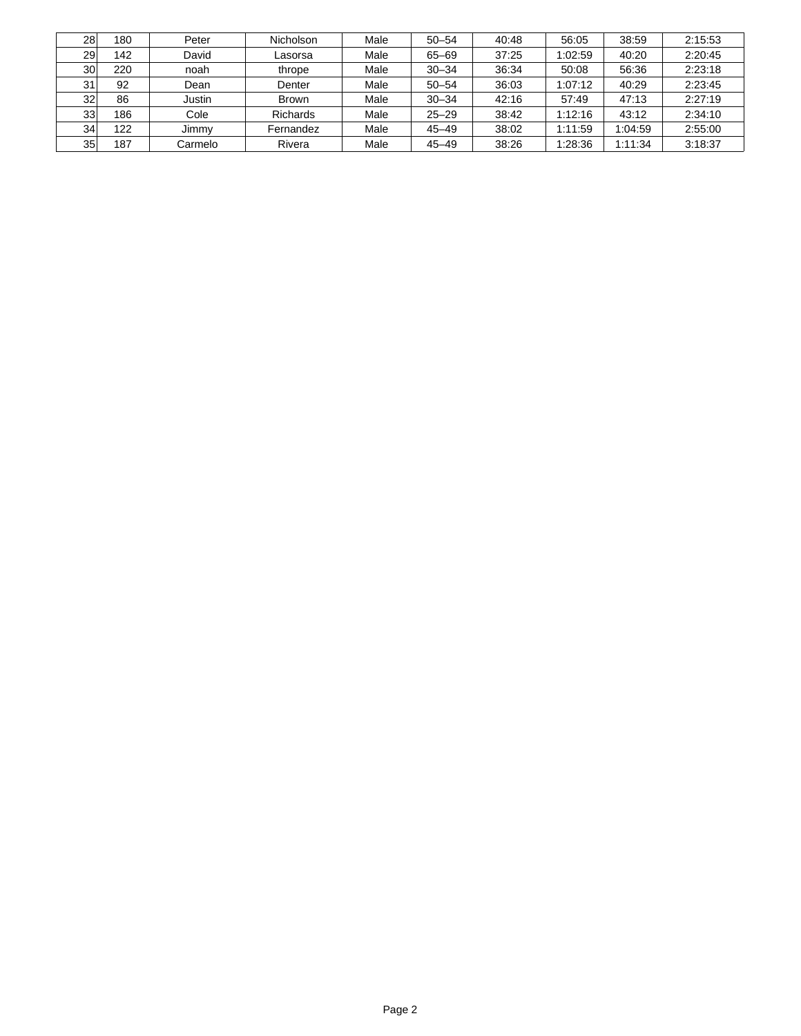| | | | | | | | | | |
|---|---|---|---|---|---|---|---|---|---|
| 28 | 180 | Peter | Nicholson | Male | 50–54 | 40:48 | 56:05 | 38:59 | 2:15:53 |
| 29 | 142 | David | Lasorsa | Male | 65–69 | 37:25 | 1:02:59 | 40:20 | 2:20:45 |
| 30 | 220 | noah | thrope | Male | 30–34 | 36:34 | 50:08 | 56:36 | 2:23:18 |
| 31 | 92 | Dean | Denter | Male | 50–54 | 36:03 | 1:07:12 | 40:29 | 2:23:45 |
| 32 | 86 | Justin | Brown | Male | 30–34 | 42:16 | 57:49 | 47:13 | 2:27:19 |
| 33 | 186 | Cole | Richards | Male | 25–29 | 38:42 | 1:12:16 | 43:12 | 2:34:10 |
| 34 | 122 | Jimmy | Fernandez | Male | 45–49 | 38:02 | 1:11:59 | 1:04:59 | 2:55:00 |
| 35 | 187 | Carmelo | Rivera | Male | 45–49 | 38:26 | 1:28:36 | 1:11:34 | 3:18:37 |